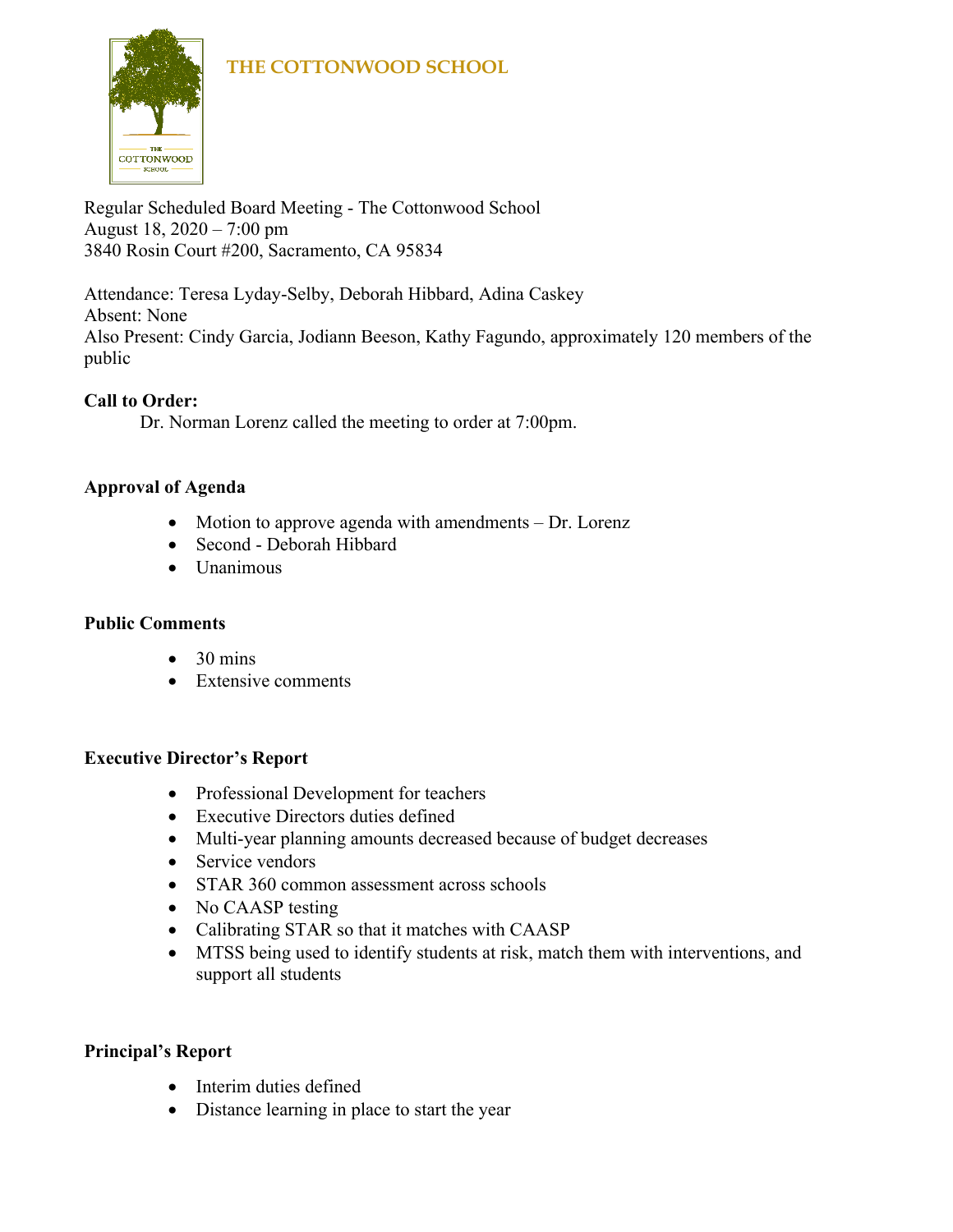**THE COTTONWOOD SCHOOL**

Regular Scheduled Board Meeting - The Cottonwood School
August 18, 2020 – 7:00 pm
3840 Rosin Court #200, Sacramento, CA 95834

Attendance: Teresa Lyday-Selby, Deborah Hibbard, Adina Caskey
Absent: None
Also Present: Cindy Garcia, Jodiann Beeson, Kathy Fagundo, approximately 120 members of the public

**Call to Order:**

Dr. Norman Lorenz called the meeting to order at 7:00pm.

**Approval of Agenda**

- Motion to approve agenda with amendments – Dr. Lorenz
- Second - Deborah Hibbard
- Unanimous

**Public Comments**

- 30 mins
- Extensive comments

**Executive Director's Report**

- Professional Development for teachers
- Executive Directors duties defined
- Multi-year planning amounts decreased because of budget decreases
- Service vendors
- STAR 360 common assessment across schools
- No CAASP testing
- Calibrating STAR so that it matches with CAASP
- MTSS being used to identify students at risk, match them with interventions, and support all students

**Principal's Report**

- Interim duties defined
- Distance learning in place to start the year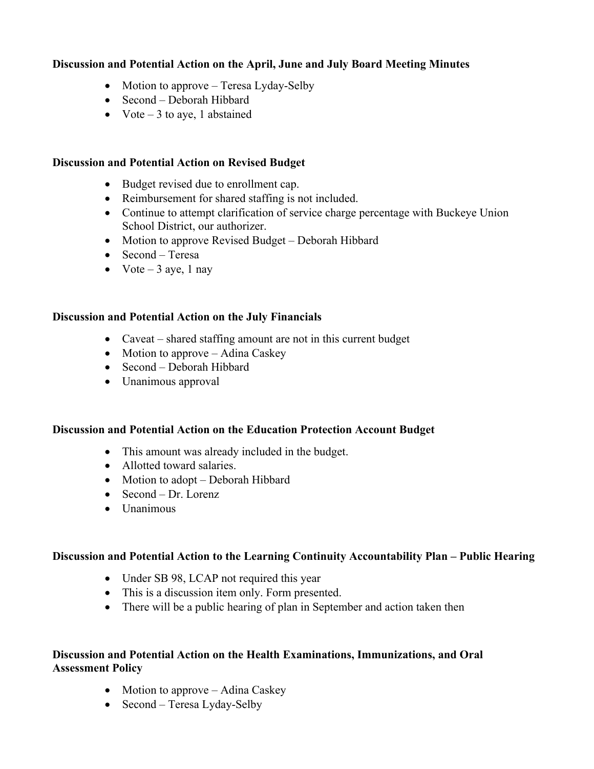**Discussion and Potential Action on the April, June and July Board Meeting Minutes**

- Motion to approve – Teresa Lyday-Selby
- Second – Deborah Hibbard
- Vote – 3 to aye, 1 abstained

**Discussion and Potential Action on Revised Budget**

- Budget revised due to enrollment cap.
- Reimbursement for shared staffing is not included.
- Continue to attempt clarification of service charge percentage with Buckeye Union School District, our authorizer.
- Motion to approve Revised Budget – Deborah Hibbard
- Second – Teresa
- Vote – 3 aye, 1 nay

**Discussion and Potential Action on the July Financials**

- Caveat – shared staffing amount are not in this current budget
- Motion to approve – Adina Caskey
- Second – Deborah Hibbard
- Unanimous approval

**Discussion and Potential Action on the Education Protection Account Budget**

- This amount was already included in the budget.
- Allotted toward salaries.
- Motion to adopt – Deborah Hibbard
- Second – Dr. Lorenz
- Unanimous

**Discussion and Potential Action to the Learning Continuity Accountability Plan – Public Hearing**

- Under SB 98, LCAP not required this year
- This is a discussion item only. Form presented.
- There will be a public hearing of plan in September and action taken then

**Discussion and Potential Action on the Health Examinations, Immunizations, and Oral Assessment Policy**

- Motion to approve – Adina Caskey
- Second – Teresa Lyday-Selby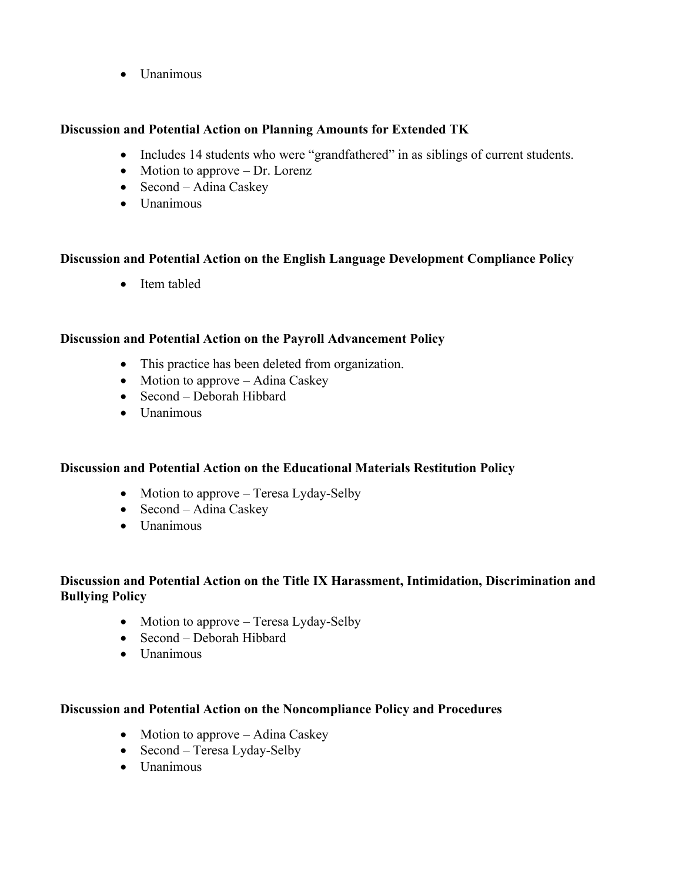- Unanimous

**Discussion and Potential Action on Planning Amounts for Extended TK**

- Includes 14 students who were "grandfathered" in as siblings of current students.
- Motion to approve – Dr. Lorenz
- Second – Adina Caskey
- Unanimous

**Discussion and Potential Action on the English Language Development Compliance Policy**

- Item tabled

**Discussion and Potential Action on the Payroll Advancement Policy**

- This practice has been deleted from organization.
- Motion to approve – Adina Caskey
- Second – Deborah Hibbard
- Unanimous

**Discussion and Potential Action on the Educational Materials Restitution Policy**

- Motion to approve – Teresa Lyday-Selby
- Second – Adina Caskey
- Unanimous

**Discussion and Potential Action on the Title IX Harassment, Intimidation, Discrimination and Bullying Policy**

- Motion to approve – Teresa Lyday-Selby
- Second – Deborah Hibbard
- Unanimous

**Discussion and Potential Action on the Noncompliance Policy and Procedures**

- Motion to approve – Adina Caskey
- Second – Teresa Lyday-Selby
- Unanimous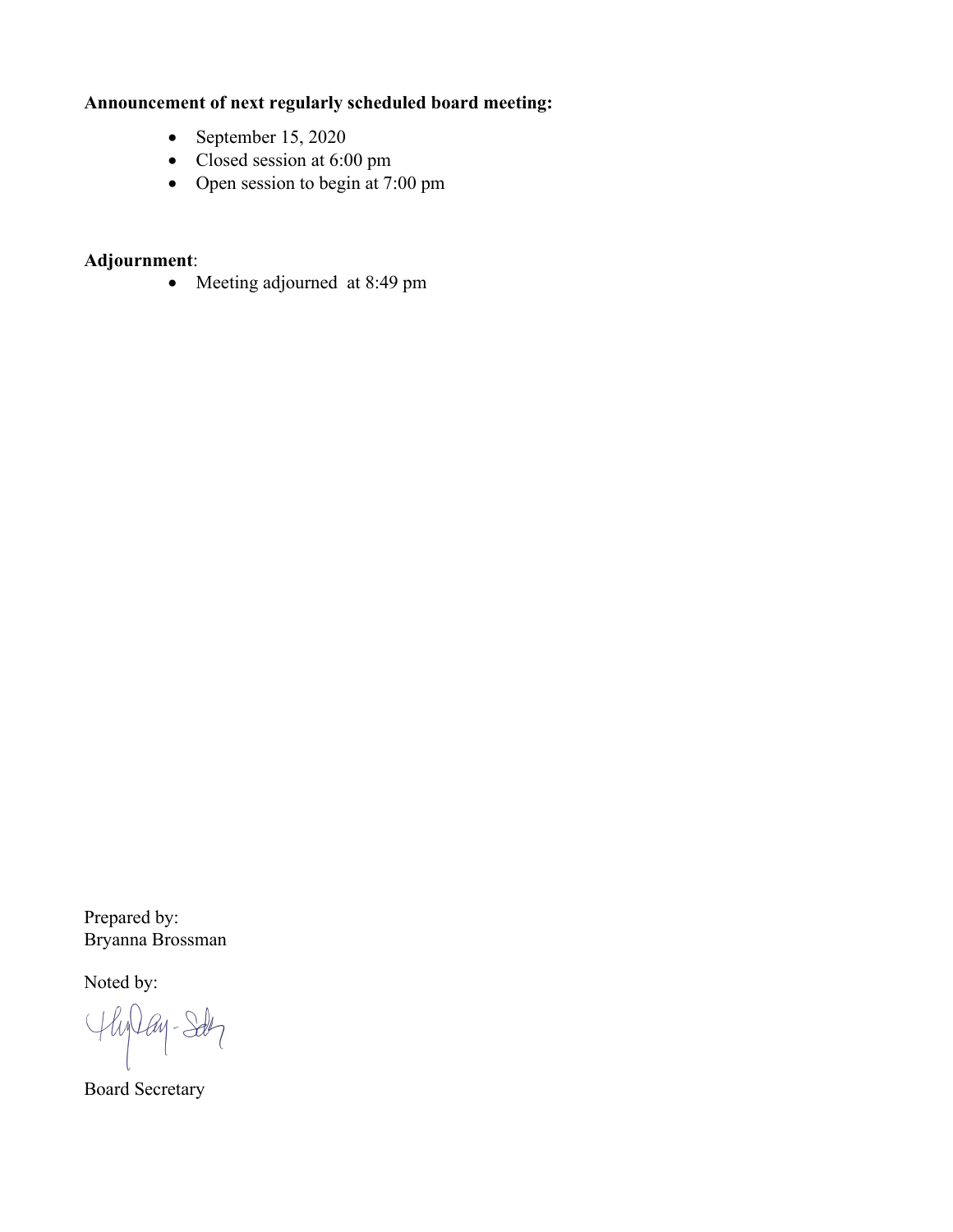**Announcement of next regularly scheduled board meeting:**

- September 15, 2020
- Closed session at 6:00 pm
- Open session to begin at 7:00 pm

**Adjournment**:

- Meeting adjourned at 8:49 pm

Prepared by:
Bryanna Brossman

Noted by:

Board Secretary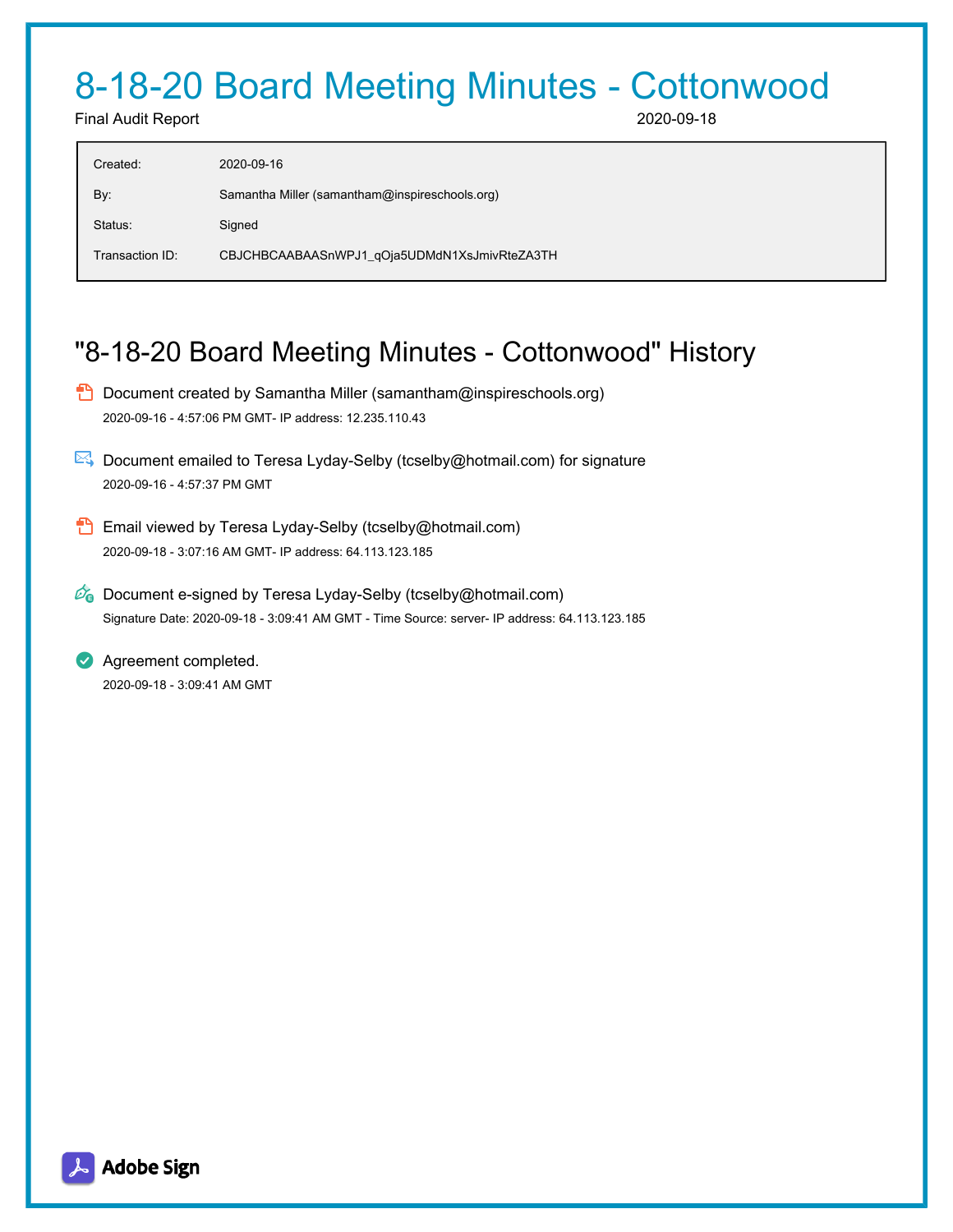# 8-18-20 Board Meeting Minutes - Cottonwood

Final Audit Report 2020-09-18

| | |
|---|---|
| Created: | 2020-09-16 |
| By: | Samantha Miller (samantham@inspireschools.org) |
| Status: | Signed |
| Transaction ID: | CBJCHBCAABAASnWPJ1_qOja5UDMdN1XsJmivRteZA3TH |

## "8-18-20 Board Meeting Minutes - Cottonwood" History

- Document created by Samantha Miller (samantham@inspireschools.org)
  2020-09-16 - 4:57:06 PM GMT- IP address: 12.235.110.43

- Document emailed to Teresa Lyday-Selby (tcselby@hotmail.com) for signature
  2020-09-16 - 4:57:37 PM GMT

- Email viewed by Teresa Lyday-Selby (tcselby@hotmail.com)
  2020-09-18 - 3:07:16 AM GMT- IP address: 64.113.123.185

- Document e-signed by Teresa Lyday-Selby (tcselby@hotmail.com)
  Signature Date: 2020-09-18 - 3:09:41 AM GMT - Time Source: server- IP address: 64.113.123.185

- Agreement completed.
  2020-09-18 - 3:09:41 AM GMT

Adobe Sign